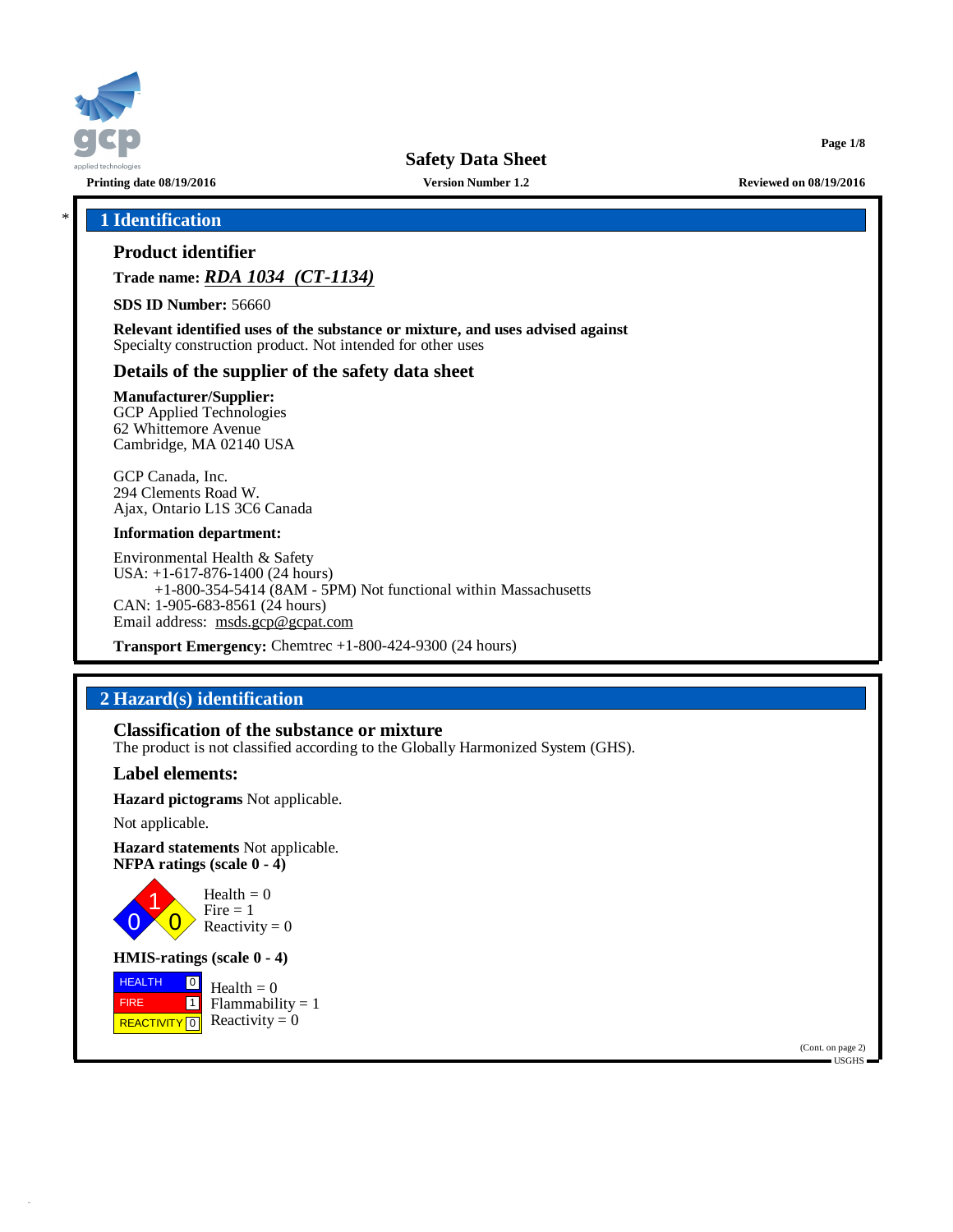# Safety Data Sheet

**Printing date 08/19/2016** **Version Number 1.2** **Reviewed on 08/19/2016**

## * 1 Identification

### Product identifier

**Trade name:** ***RDA 1034 (CT-1134)***

**SDS ID Number:** 56660

**Relevant identified uses of the substance or mixture, and uses advised against**
Specialty construction product. Not intended for other uses

### Details of the supplier of the safety data sheet

**Manufacturer/Supplier:**
GCP Applied Technologies
62 Whittemore Avenue
Cambridge, MA 02140 USA

GCP Canada, Inc.
294 Clements Road W.
Ajax, Ontario L1S 3C6 Canada

**Information department:**

Environmental Health & Safety
USA: +1-617-876-1400 (24 hours)
+1-800-354-5414 (8AM - 5PM) Not functional within Massachusetts
CAN: 1-905-683-8561 (24 hours)
Email address: msds.gcp@gcpat.com

**Transport Emergency:** Chemtrec +1-800-424-9300 (24 hours)

## 2 Hazard(s) identification

### Classification of the substance or mixture

The product is not classified according to the Globally Harmonized System (GHS).

### Label elements:

**Hazard pictograms** Not applicable.

Not applicable.

**Hazard statements** Not applicable.
**NFPA ratings (scale 0 - 4)**

Health = 0
Fire = 1
Reactivity = 0

**HMIS-ratings (scale 0 - 4)**

| | |
|---|---|
| HEALTH | 0 |
| FIRE | 1 |
| REACTIVITY | 0 |

Health = 0
Flammability = 1
Reactivity = 0

(Cont. on page 2)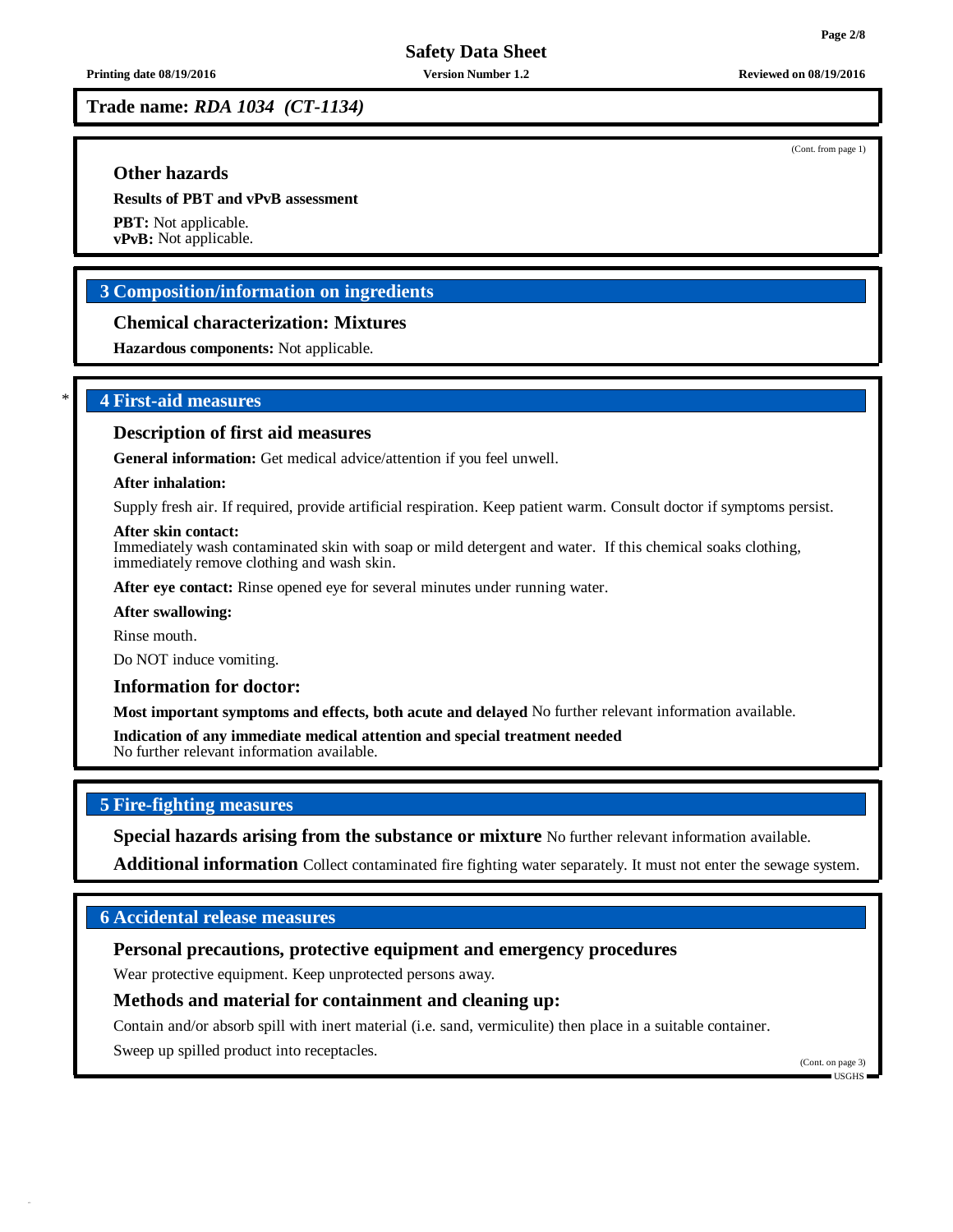**Trade name:** ***RDA 1034 (CT-1134)***

(Cont. from page 1)

### Other hazards

**Results of PBT and vPvB assessment**

**PBT:** Not applicable.
**vPvB:** Not applicable.

## 3 Composition/information on ingredients

### Chemical characterization: Mixtures

**Hazardous components:** Not applicable.

## * 4 First-aid measures

### Description of first aid measures

**General information:** Get medical advice/attention if you feel unwell.

**After inhalation:**

Supply fresh air. If required, provide artificial respiration. Keep patient warm. Consult doctor if symptoms persist.

**After skin contact:**
Immediately wash contaminated skin with soap or mild detergent and water. If this chemical soaks clothing, immediately remove clothing and wash skin.

**After eye contact:** Rinse opened eye for several minutes under running water.

**After swallowing:**

Rinse mouth.

Do NOT induce vomiting.

### Information for doctor:

**Most important symptoms and effects, both acute and delayed** No further relevant information available.

**Indication of any immediate medical attention and special treatment needed**
No further relevant information available.

## 5 Fire-fighting measures

**Special hazards arising from the substance or mixture** No further relevant information available.

**Additional information** Collect contaminated fire fighting water separately. It must not enter the sewage system.

## 6 Accidental release measures

### Personal precautions, protective equipment and emergency procedures

Wear protective equipment. Keep unprotected persons away.

### Methods and material for containment and cleaning up:

Contain and/or absorb spill with inert material (i.e. sand, vermiculite) then place in a suitable container.

Sweep up spilled product into receptacles.

(Cont. on page 3)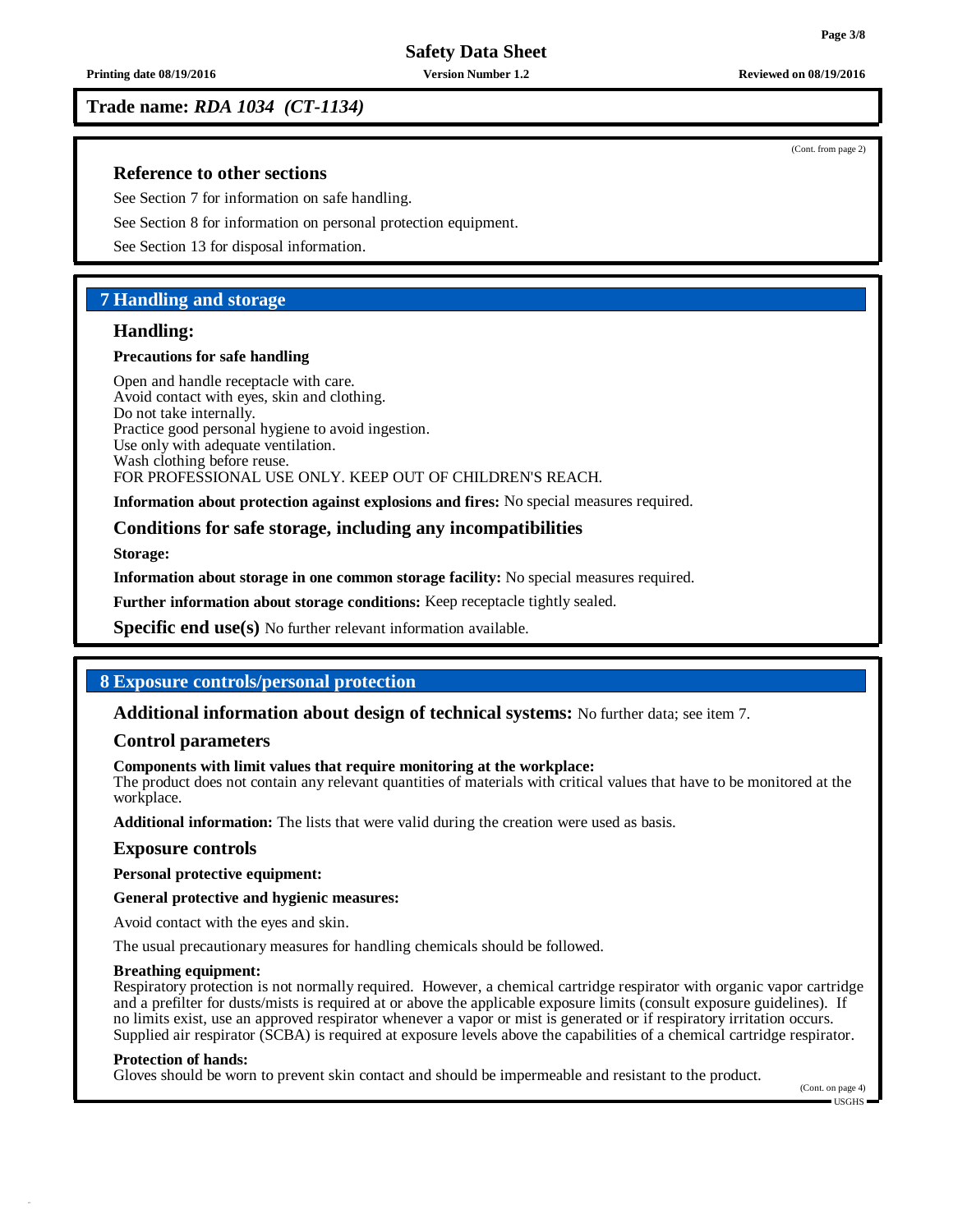**Trade name:** ***RDA 1034 (CT-1134)***

(Cont. from page 2)

### Reference to other sections

See Section 7 for information on safe handling.

See Section 8 for information on personal protection equipment.

See Section 13 for disposal information.

## 7 Handling and storage

### Handling:

**Precautions for safe handling**

Open and handle receptacle with care.
Avoid contact with eyes, skin and clothing.
Do not take internally.
Practice good personal hygiene to avoid ingestion.
Use only with adequate ventilation.
Wash clothing before reuse.
FOR PROFESSIONAL USE ONLY. KEEP OUT OF CHILDREN'S REACH.

**Information about protection against explosions and fires:** No special measures required.

### Conditions for safe storage, including any incompatibilities

**Storage:**

**Information about storage in one common storage facility:** No special measures required.

**Further information about storage conditions:** Keep receptacle tightly sealed.

**Specific end use(s)** No further relevant information available.

## 8 Exposure controls/personal protection

**Additional information about design of technical systems:** No further data; see item 7.

### Control parameters

**Components with limit values that require monitoring at the workplace:**
The product does not contain any relevant quantities of materials with critical values that have to be monitored at the workplace.

**Additional information:** The lists that were valid during the creation were used as basis.

### Exposure controls

**Personal protective equipment:**

**General protective and hygienic measures:**

Avoid contact with the eyes and skin.

The usual precautionary measures for handling chemicals should be followed.

**Breathing equipment:**
Respiratory protection is not normally required. However, a chemical cartridge respirator with organic vapor cartridge and a prefilter for dusts/mists is required at or above the applicable exposure limits (consult exposure guidelines). If no limits exist, use an approved respirator whenever a vapor or mist is generated or if respiratory irritation occurs. Supplied air respirator (SCBA) is required at exposure levels above the capabilities of a chemical cartridge respirator.

**Protection of hands:**
Gloves should be worn to prevent skin contact and should be impermeable and resistant to the product.

(Cont. on page 4)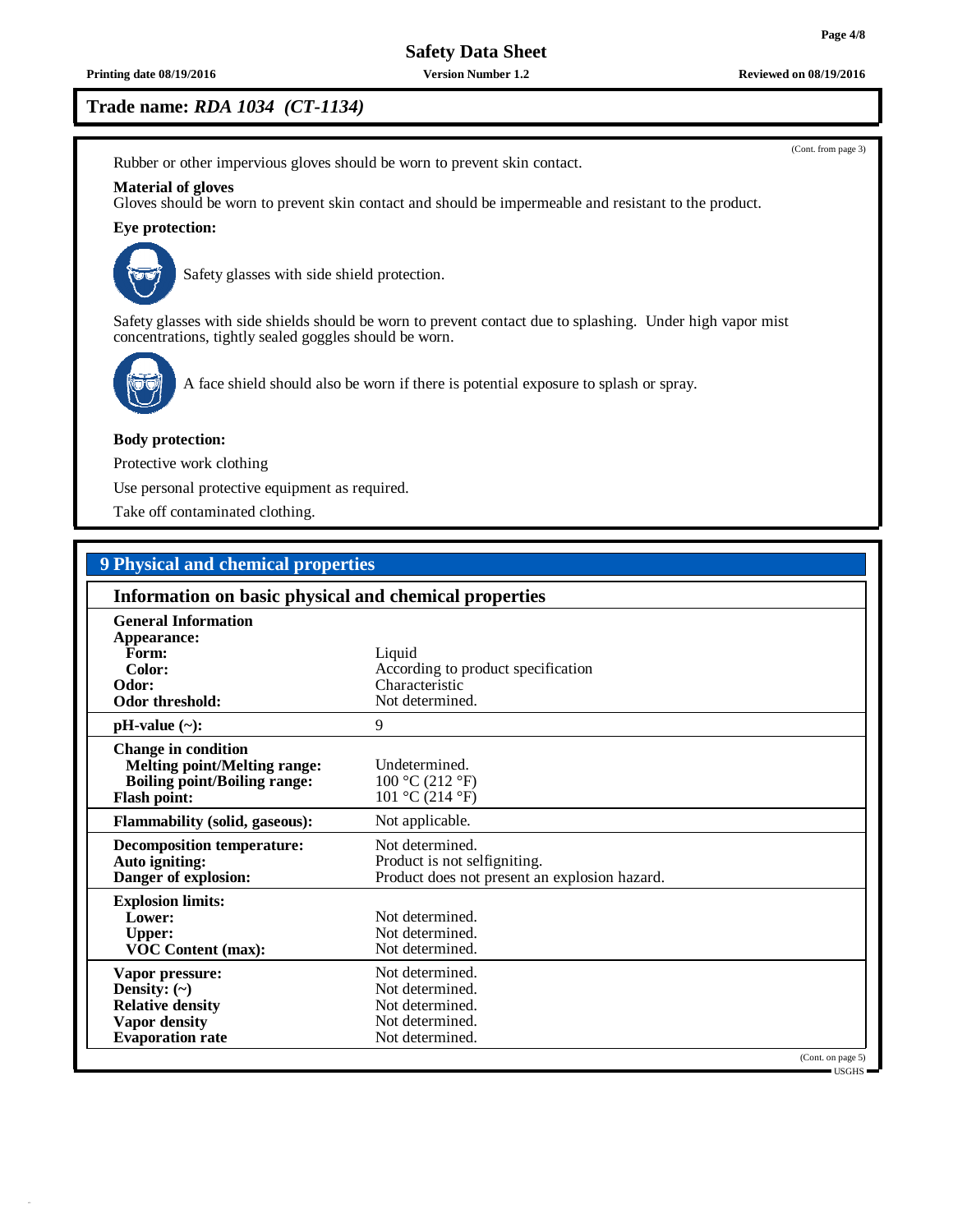**Trade name:** ***RDA 1034 (CT-1134)***

(Cont. from page 3)

Rubber or other impervious gloves should be worn to prevent skin contact.

**Material of gloves**
Gloves should be worn to prevent skin contact and should be impermeable and resistant to the product.

**Eye protection:**

Safety glasses with side shield protection.

Safety glasses with side shields should be worn to prevent contact due to splashing. Under high vapor mist concentrations, tightly sealed goggles should be worn.

A face shield should also be worn if there is potential exposure to splash or spray.

**Body protection:**

Protective work clothing

Use personal protective equipment as required.

Take off contaminated clothing.

## 9 Physical and chemical properties

### Information on basic physical and chemical properties

| Property | Value |
|---|---|
| **General Information** | |
| **Appearance:** | |
| **Form:** | Liquid |
| **Color:** | According to product specification |
| **Odor:** | Characteristic |
| **Odor threshold:** | Not determined. |
| **pH-value (~):** | 9 |
| **Change in condition** | |
| **Melting point/Melting range:** | Undetermined. |
| **Boiling point/Boiling range:** | 100 °C (212 °F) |
| **Flash point:** | 101 °C (214 °F) |
| **Flammability (solid, gaseous):** | Not applicable. |
| **Decomposition temperature:** | Not determined. |
| **Auto igniting:** | Product is not selfigniting. |
| **Danger of explosion:** | Product does not present an explosion hazard. |
| **Explosion limits:** | |
| **Lower:** | Not determined. |
| **Upper:** | Not determined. |
| **VOC Content (max):** | Not determined. |
| **Vapor pressure:** | Not determined. |
| **Density: (~)** | Not determined. |
| **Relative density** | Not determined. |
| **Vapor density** | Not determined. |
| **Evaporation rate** | Not determined. |

(Cont. on page 5)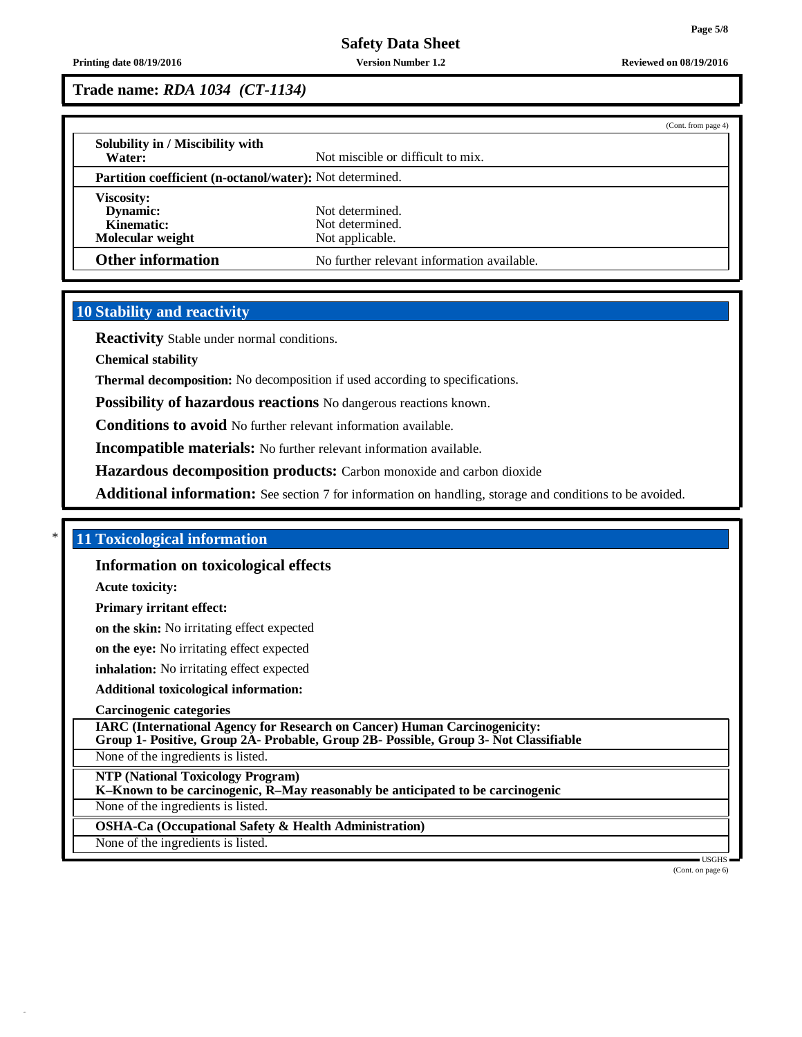**Trade name:** ***RDA 1034 (CT-1134)***

(Cont. from page 4)

| | |
|---|---|
| **Solubility in / Miscibility with Water:** | Not miscible or difficult to mix. |
| **Partition coefficient (n-octanol/water):** | Not determined. |
| **Viscosity:** | |
| **Dynamic:** | Not determined. |
| **Kinematic:** | Not determined. |
| **Molecular weight** | Not applicable. |
| **Other information** | No further relevant information available. |

## 10 Stability and reactivity

**Reactivity** Stable under normal conditions.

**Chemical stability**

**Thermal decomposition:** No decomposition if used according to specifications.

**Possibility of hazardous reactions** No dangerous reactions known.

**Conditions to avoid** No further relevant information available.

**Incompatible materials:** No further relevant information available.

**Hazardous decomposition products:** Carbon monoxide and carbon dioxide

**Additional information:** See section 7 for information on handling, storage and conditions to be avoided.

## * 11 Toxicological information

### Information on toxicological effects

**Acute toxicity:**

**Primary irritant effect:**

**on the skin:** No irritating effect expected

**on the eye:** No irritating effect expected

**inhalation:** No irritating effect expected

**Additional toxicological information:**

**Carcinogenic categories**

**IARC (International Agency for Research on Cancer) Human Carcinogenicity:**
**Group 1- Positive, Group 2A- Probable, Group 2B- Possible, Group 3- Not Classifiable**

None of the ingredients is listed.

**NTP (National Toxicology Program)**
**K–Known to be carcinogenic, R–May reasonably be anticipated to be carcinogenic**

None of the ingredients is listed.

**OSHA-Ca (Occupational Safety & Health Administration)**

None of the ingredients is listed.

(Cont. on page 6)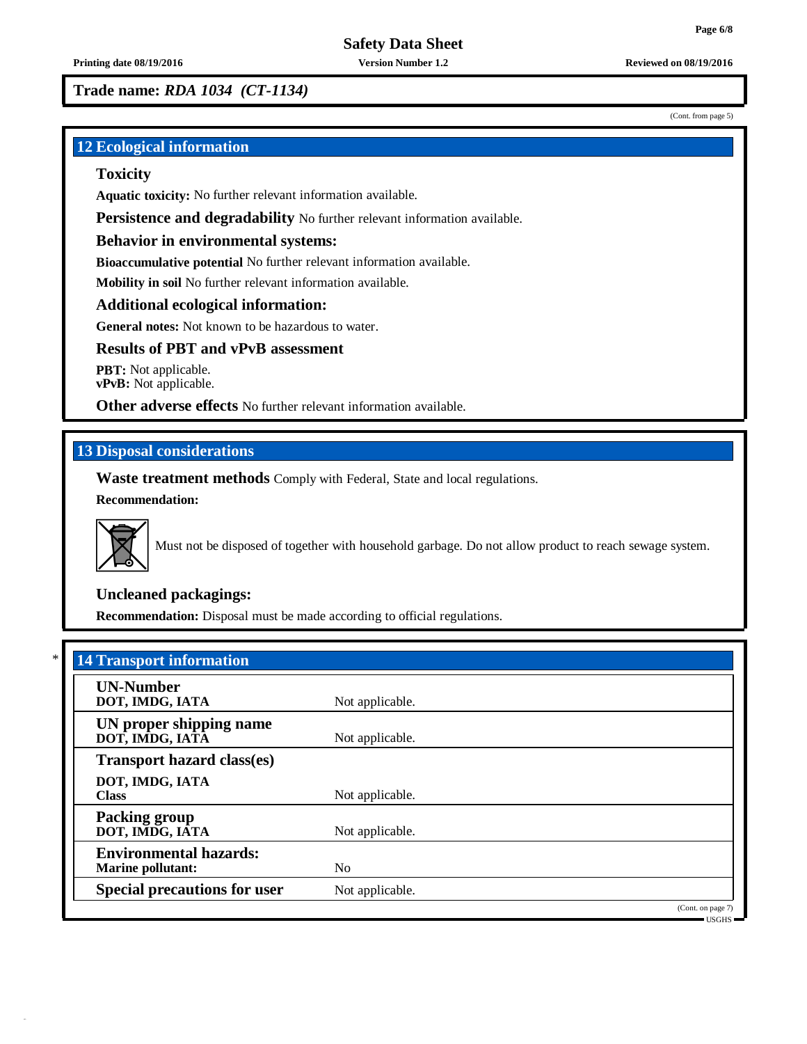**Trade name:** ***RDA 1034 (CT-1134)***

(Cont. from page 5)

## 12 Ecological information

### Toxicity

**Aquatic toxicity:** No further relevant information available.

**Persistence and degradability** No further relevant information available.

### Behavior in environmental systems:

**Bioaccumulative potential** No further relevant information available.

**Mobility in soil** No further relevant information available.

### Additional ecological information:

**General notes:** Not known to be hazardous to water.

### Results of PBT and vPvB assessment

**PBT:** Not applicable.
**vPvB:** Not applicable.

**Other adverse effects** No further relevant information available.

## 13 Disposal considerations

**Waste treatment methods** Comply with Federal, State and local regulations.

**Recommendation:**

Must not be disposed of together with household garbage. Do not allow product to reach sewage system.

### Uncleaned packagings:

**Recommendation:** Disposal must be made according to official regulations.

## * 14 Transport information

| | |
|---|---|
| **UN-Number** **DOT, IMDG, IATA** | Not applicable. |
| **UN proper shipping name** **DOT, IMDG, IATA** | Not applicable. |
| **Transport hazard class(es)** | |
| **DOT, IMDG, IATA** **Class** | Not applicable. |
| **Packing group** **DOT, IMDG, IATA** | Not applicable. |
| **Environmental hazards:** **Marine pollutant:** | No |
| **Special precautions for user** | Not applicable. |

(Cont. on page 7)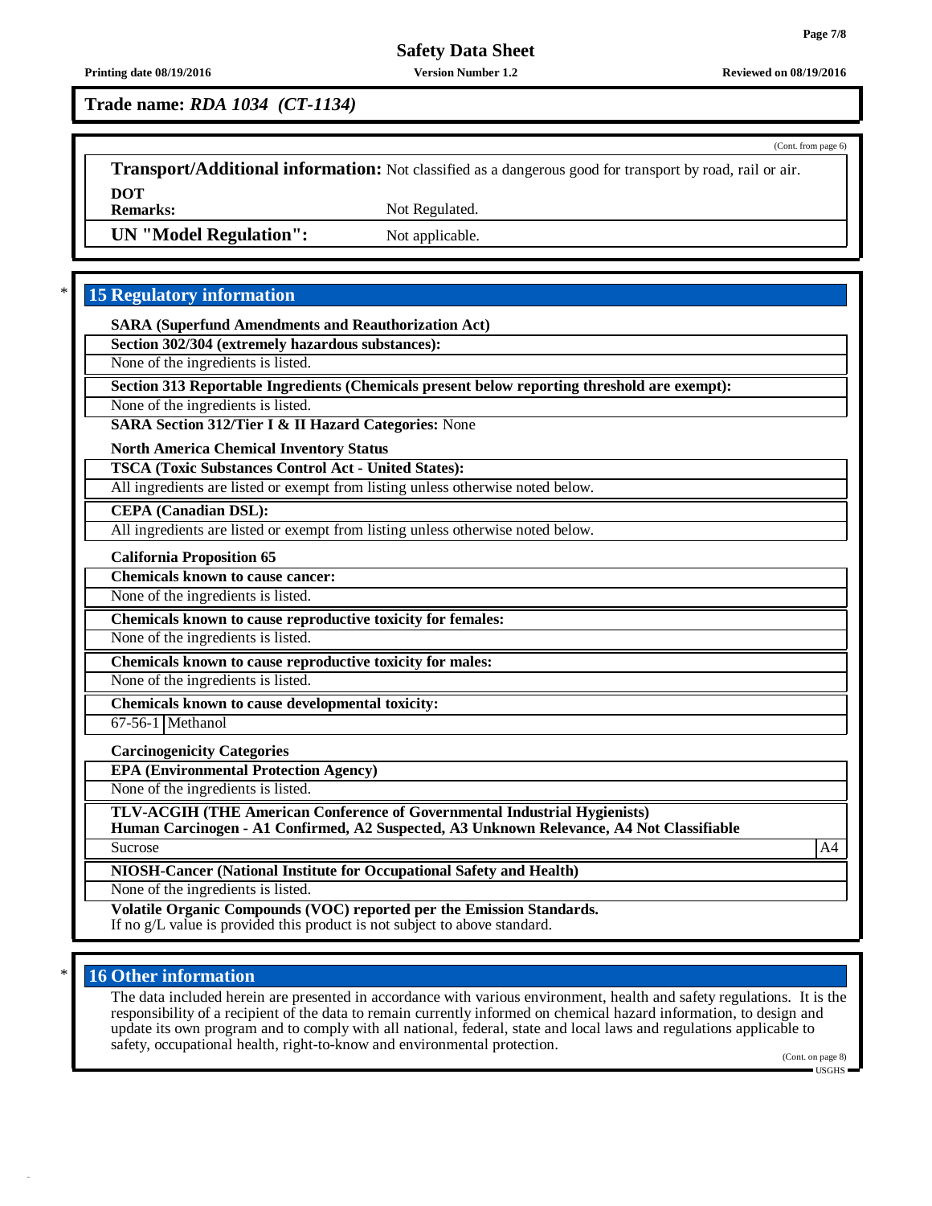**Trade name:** ***RDA 1034 (CT-1134)***

(Cont. from page 6)

**Transport/Additional information:** Not classified as a dangerous good for transport by road, rail or air.

**DOT**
**Remarks:** Not Regulated.

**UN "Model Regulation":** Not applicable.

## 15 Regulatory information

**SARA (Superfund Amendments and Reauthorization Act)**

**Section 302/304 (extremely hazardous substances):**

None of the ingredients is listed.

**Section 313 Reportable Ingredients (Chemicals present below reporting threshold are exempt):**

None of the ingredients is listed.

**SARA Section 312/Tier I & II Hazard Categories:** None

**North America Chemical Inventory Status**

**TSCA (Toxic Substances Control Act - United States):**

All ingredients are listed or exempt from listing unless otherwise noted below.

**CEPA (Canadian DSL):**

All ingredients are listed or exempt from listing unless otherwise noted below.

**California Proposition 65**

**Chemicals known to cause cancer:**

None of the ingredients is listed.

**Chemicals known to cause reproductive toxicity for females:**

None of the ingredients is listed.

**Chemicals known to cause reproductive toxicity for males:**

None of the ingredients is listed.

**Chemicals known to cause developmental toxicity:**

| 67-56-1 | Methanol |
|---|---|

**Carcinogenicity Categories**

**EPA (Environmental Protection Agency)**

None of the ingredients is listed.

**TLV-ACGIH (THE American Conference of Governmental Industrial Hygienists)**
**Human Carcinogen - A1 Confirmed, A2 Suspected, A3 Unknown Relevance, A4 Not Classifiable**

| Sucrose | A4 |
|---|---|

**NIOSH-Cancer (National Institute for Occupational Safety and Health)**

None of the ingredients is listed.

**Volatile Organic Compounds (VOC) reported per the Emission Standards.**
If no g/L value is provided this product is not subject to above standard.

## 16 Other information

The data included herein are presented in accordance with various environment, health and safety regulations. It is the responsibility of a recipient of the data to remain currently informed on chemical hazard information, to design and update its own program and to comply with all national, federal, state and local laws and regulations applicable to safety, occupational health, right-to-know and environmental protection.

(Cont. on page 8)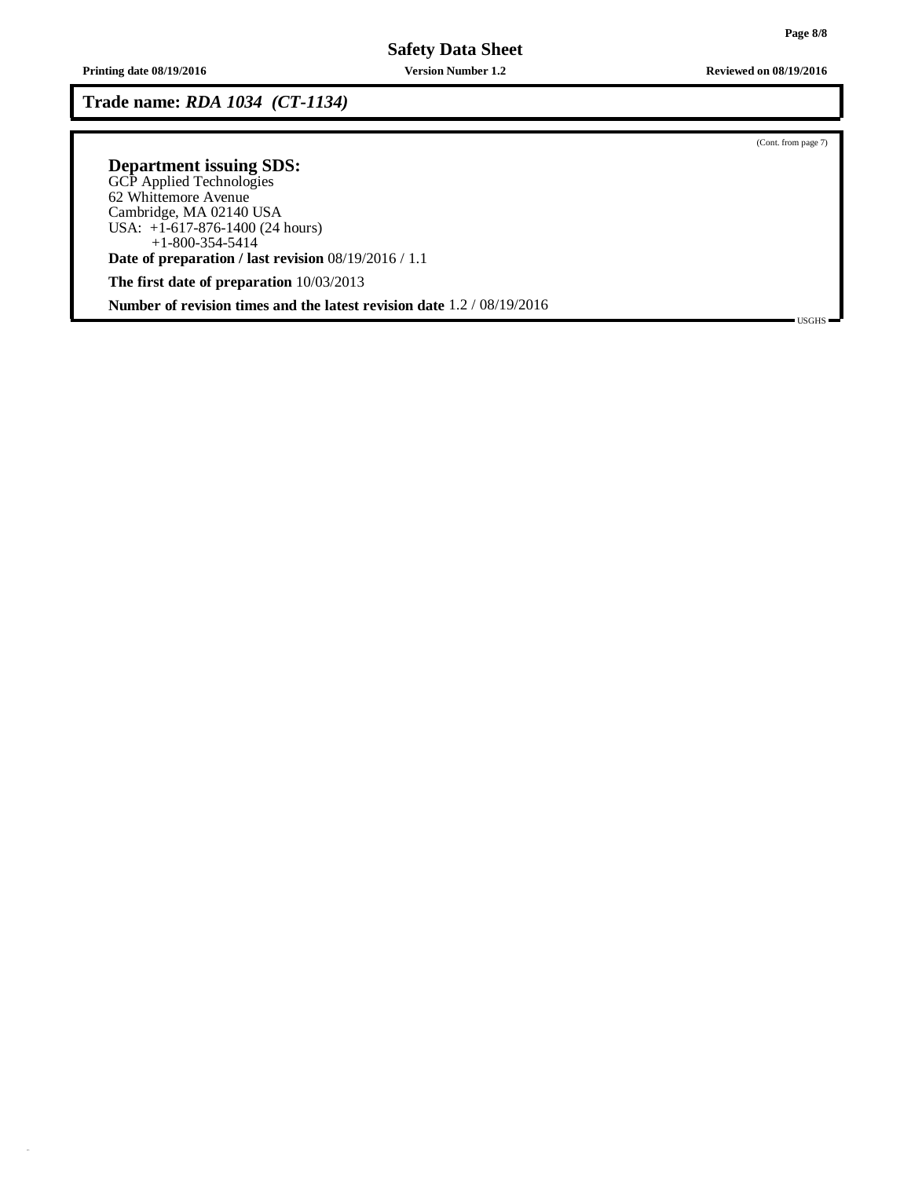**Trade name:** ***RDA 1034 (CT-1134)***

(Cont. from page 7)

## Department issuing SDS:

GCP Applied Technologies
62 Whittemore Avenue
Cambridge, MA 02140 USA
USA: +1-617-876-1400 (24 hours)
+1-800-354-5414

**Date of preparation / last revision** 08/19/2016 / 1.1

**The first date of preparation** 10/03/2013

**Number of revision times and the latest revision date** 1.2 / 08/19/2016

USGHS